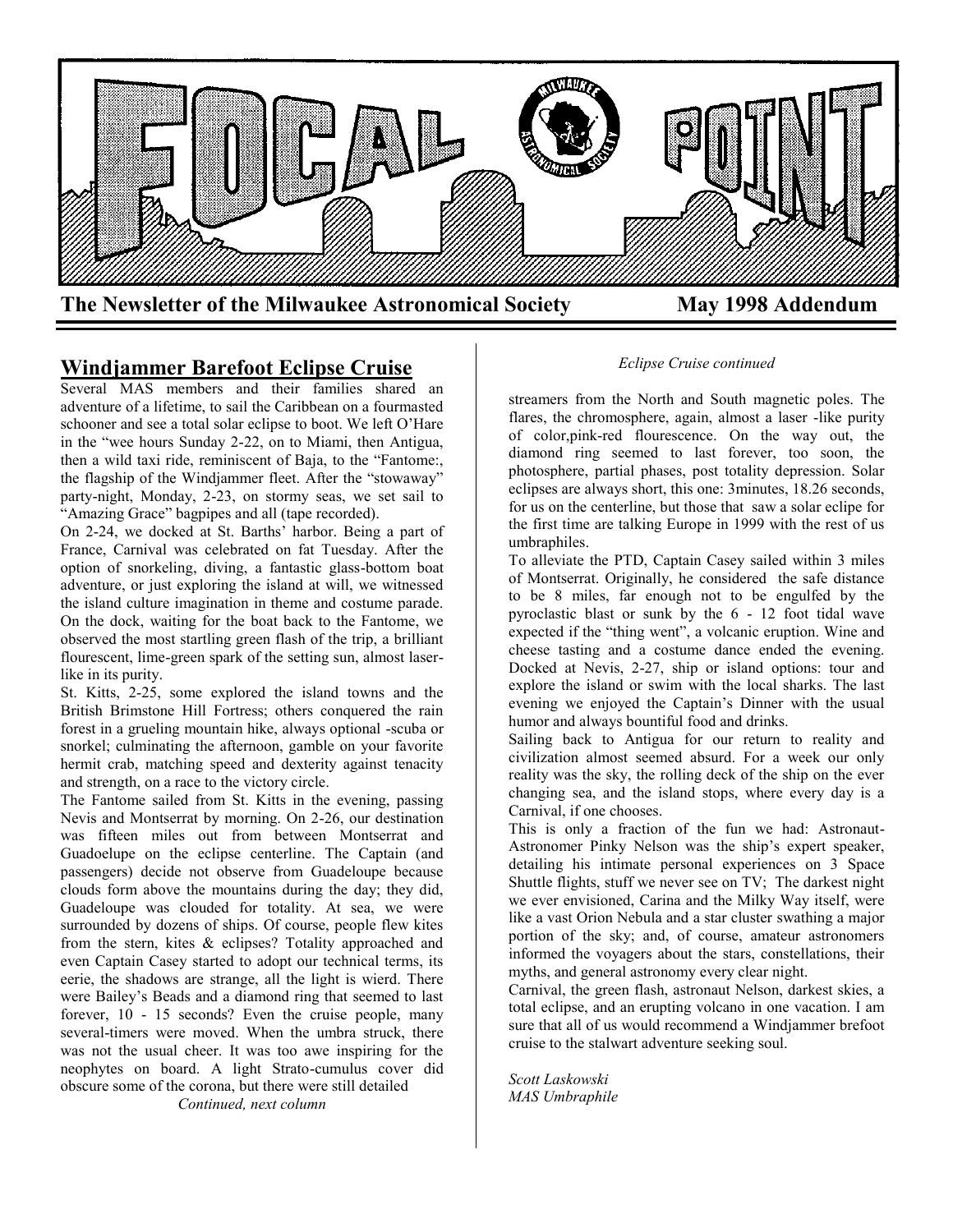# FOCAL POINT

**The Newsletter of the Milwaukee Astronomical Society** **May 1998 Addendum**

## Windjammer Barefoot Eclipse Cruise

Several MAS members and their families shared an adventure of a lifetime, to sail the Caribbean on a fourmasted schooner and see a total solar eclipse to boot. We left O'Hare in the "wee hours Sunday 2-22, on to Miami, then Antigua, then a wild taxi ride, reminiscent of Baja, to the "Fantome:, the flagship of the Windjammer fleet. After the "stowaway" party-night, Monday, 2-23, on stormy seas, we set sail to "Amazing Grace" bagpipes and all (tape recorded).

On 2-24, we docked at St. Barths' harbor. Being a part of France, Carnival was celebrated on fat Tuesday. After the option of snorkeling, diving, a fantastic glass-bottom boat adventure, or just exploring the island at will, we witnessed the island culture imagination in theme and costume parade. On the dock, waiting for the boat back to the Fantome, we observed the most startling green flash of the trip, a brilliant flourescent, lime-green spark of the setting sun, almost laser-like in its purity.

St. Kitts, 2-25, some explored the island towns and the British Brimstone Hill Fortress; others conquered the rain forest in a grueling mountain hike, always optional -scuba or snorkel; culminating the afternoon, gamble on your favorite hermit crab, matching speed and dexterity against tenacity and strength, on a race to the victory circle.

The Fantome sailed from St. Kitts in the evening, passing Nevis and Montserrat by morning. On 2-26, our destination was fifteen miles out from between Montserrat and Guadoelupe on the eclipse centerline. The Captain (and passengers) decide not observe from Guadeloupe because clouds form above the mountains during the day; they did, Guadeloupe was clouded for totality. At sea, we were surrounded by dozens of ships. Of course, people flew kites from the stern, kites & eclipses? Totality approached and even Captain Casey started to adopt our technical terms, its eerie, the shadows are strange, all the light is wierd. There were Bailey's Beads and a diamond ring that seemed to last forever, 10 - 15 seconds? Even the cruise people, many several-timers were moved. When the umbra struck, there was not the usual cheer. It was too awe inspiring for the neophytes on board. A light Strato-cumulus cover did obscure some of the corona, but there were still detailed

*Continued, next column*

*Eclipse Cruise continued*

streamers from the North and South magnetic poles. The flares, the chromosphere, again, almost a laser -like purity of color,pink-red flourescence. On the way out, the diamond ring seemed to last forever, too soon, the photosphere, partial phases, post totality depression. Solar eclipses are always short, this one: 3minutes, 18.26 seconds, for us on the centerline, but those that saw a solar eclipe for the first time are talking Europe in 1999 with the rest of us umbraphiles.

To alleviate the PTD, Captain Casey sailed within 3 miles of Montserrat. Originally, he considered the safe distance to be 8 miles, far enough not to be engulfed by the pyroclastic blast or sunk by the 6 - 12 foot tidal wave expected if the "thing went", a volcanic eruption. Wine and cheese tasting and a costume dance ended the evening. Docked at Nevis, 2-27, ship or island options: tour and explore the island or swim with the local sharks. The last evening we enjoyed the Captain's Dinner with the usual humor and always bountiful food and drinks.

Sailing back to Antigua for our return to reality and civilization almost seemed absurd. For a week our only reality was the sky, the rolling deck of the ship on the ever changing sea, and the island stops, where every day is a Carnival, if one chooses.

This is only a fraction of the fun we had: Astronaut-Astronomer Pinky Nelson was the ship's expert speaker, detailing his intimate personal experiences on 3 Space Shuttle flights, stuff we never see on TV; The darkest night we ever envisioned, Carina and the Milky Way itself, were like a vast Orion Nebula and a star cluster swathing a major portion of the sky; and, of course, amateur astronomers informed the voyagers about the stars, constellations, their myths, and general astronomy every clear night.

Carnival, the green flash, astronaut Nelson, darkest skies, a total eclipse, and an erupting volcano in one vacation. I am sure that all of us would recommend a Windjammer brefoot cruise to the stalwart adventure seeking soul.

*Scott Laskowski*
*MAS Umbraphile*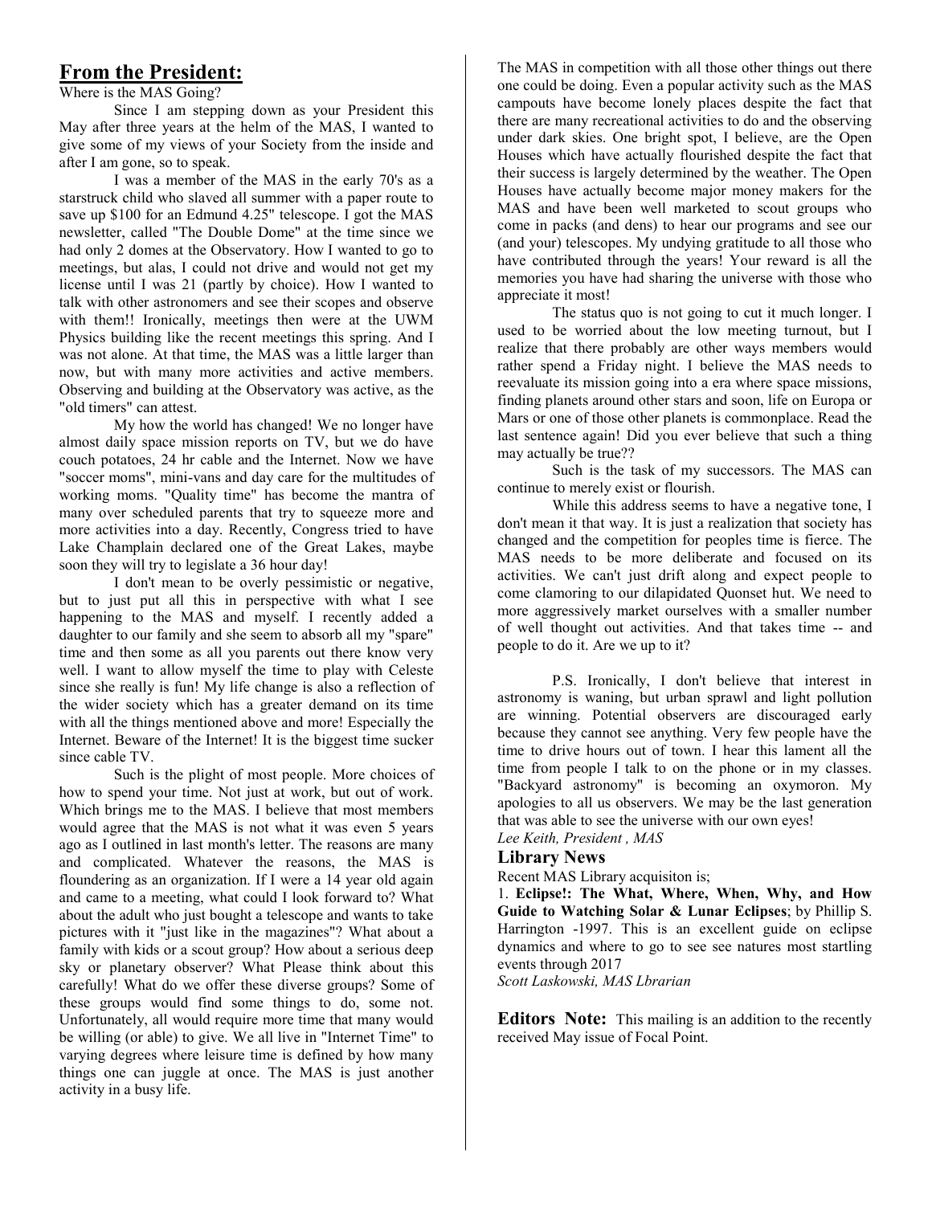## From the President:

Where is the MAS Going?

Since I am stepping down as your President this May after three years at the helm of the MAS, I wanted to give some of my views of your Society from the inside and after I am gone, so to speak.

I was a member of the MAS in the early 70's as a starstruck child who slaved all summer with a paper route to save up $100 for an Edmund 4.25" telescope. I got the MAS newsletter, called "The Double Dome" at the time since we had only 2 domes at the Observatory. How I wanted to go to meetings, but alas, I could not drive and would not get my license until I was 21 (partly by choice). How I wanted to talk with other astronomers and see their scopes and observe with them!! Ironically, meetings then were at the UWM Physics building like the recent meetings this spring. And I was not alone. At that time, the MAS was a little larger than now, but with many more activities and active members. Observing and building at the Observatory was active, as the "old timers" can attest.

My how the world has changed! We no longer have almost daily space mission reports on TV, but we do have couch potatoes, 24 hr cable and the Internet. Now we have "soccer moms", mini-vans and day care for the multitudes of working moms. "Quality time" has become the mantra of many over scheduled parents that try to squeeze more and more activities into a day. Recently, Congress tried to have Lake Champlain declared one of the Great Lakes, maybe soon they will try to legislate a 36 hour day!

I don't mean to be overly pessimistic or negative, but to just put all this in perspective with what I see happening to the MAS and myself. I recently added a daughter to our family and she seem to absorb all my "spare" time and then some as all you parents out there know very well. I want to allow myself the time to play with Celeste since she really is fun! My life change is also a reflection of the wider society which has a greater demand on its time with all the things mentioned above and more! Especially the Internet. Beware of the Internet! It is the biggest time sucker since cable TV.

Such is the plight of most people. More choices of how to spend your time. Not just at work, but out of work. Which brings me to the MAS. I believe that most members would agree that the MAS is not what it was even 5 years ago as I outlined in last month's letter. The reasons are many and complicated. Whatever the reasons, the MAS is floundering as an organization. If I were a 14 year old again and came to a meeting, what could I look forward to? What about the adult who just bought a telescope and wants to take pictures with it "just like in the magazines"? What about a family with kids or a scout group? How about a serious deep sky or planetary observer? What Please think about this carefully! What do we offer these diverse groups? Some of these groups would find some things to do, some not. Unfortunately, all would require more time that many would be willing (or able) to give. We all live in "Internet Time" to varying degrees where leisure time is defined by how many things one can juggle at once. The MAS is just another activity in a busy life.

The MAS in competition with all those other things out there one could be doing. Even a popular activity such as the MAS campouts have become lonely places despite the fact that there are many recreational activities to do and the observing under dark skies. One bright spot, I believe, are the Open Houses which have actually flourished despite the fact that their success is largely determined by the weather. The Open Houses have actually become major money makers for the MAS and have been well marketed to scout groups who come in packs (and dens) to hear our programs and see our (and your) telescopes. My undying gratitude to all those who have contributed through the years! Your reward is all the memories you have had sharing the universe with those who appreciate it most!

The status quo is not going to cut it much longer. I used to be worried about the low meeting turnout, but I realize that there probably are other ways members would rather spend a Friday night. I believe the MAS needs to reevaluate its mission going into a era where space missions, finding planets around other stars and soon, life on Europa or Mars or one of those other planets is commonplace. Read the last sentence again! Did you ever believe that such a thing may actually be true??

Such is the task of my successors. The MAS can continue to merely exist or flourish.

While this address seems to have a negative tone, I don't mean it that way. It is just a realization that society has changed and the competition for peoples time is fierce. The MAS needs to be more deliberate and focused on its activities. We can't just drift along and expect people to come clamoring to our dilapidated Quonset hut. We need to more aggressively market ourselves with a smaller number of well thought out activities. And that takes time -- and people to do it. Are we up to it?

P.S. Ironically, I don't believe that interest in astronomy is waning, but urban sprawl and light pollution are winning. Potential observers are discouraged early because they cannot see anything. Very few people have the time to drive hours out of town. I hear this lament all the time from people I talk to on the phone or in my classes. "Backyard astronomy" is becoming an oxymoron. My apologies to all us observers. We may be the last generation that was able to see the universe with our own eyes!

*Lee Keith, President , MAS*

### Library News

Recent MAS Library acquisiton is;

1. **Eclipse!: The What, Where, When, Why, and How Guide to Watching Solar & Lunar Eclipses**; by Phillip S. Harrington -1997. This is an excellent guide on eclipse dynamics and where to go to see see natures most startling events through 2017

*Scott Laskowski, MAS Lbrarian*

**Editors Note:** This mailing is an addition to the recently received May issue of Focal Point.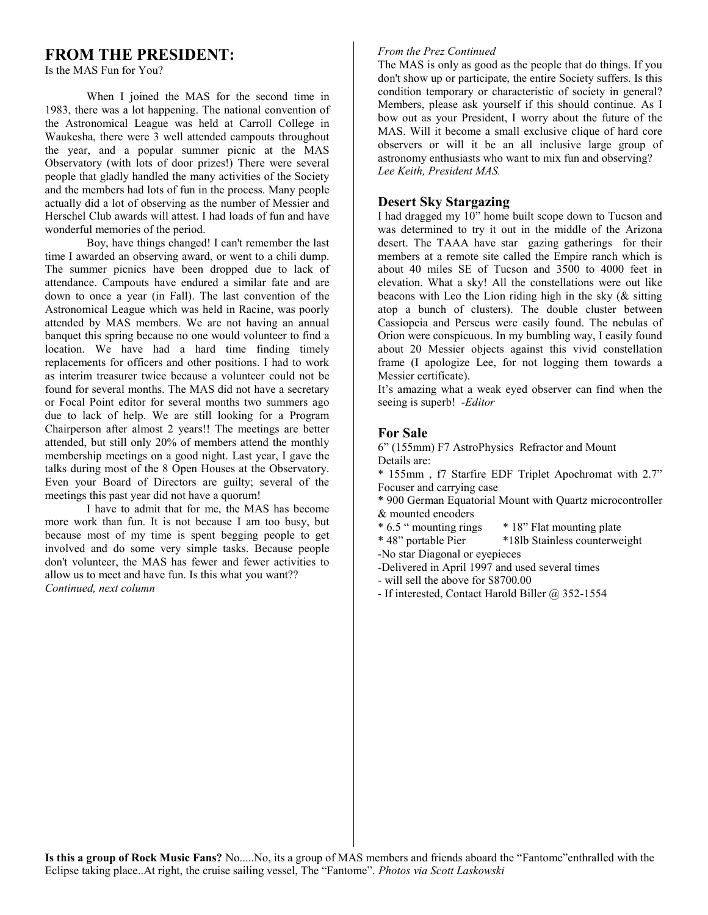## FROM THE PRESIDENT:

Is the MAS Fun for You?

When I joined the MAS for the second time in 1983, there was a lot happening. The national convention of the Astronomical League was held at Carroll College in Waukesha, there were 3 well attended campouts throughout the year, and a popular summer picnic at the MAS Observatory (with lots of door prizes!) There were several people that gladly handled the many activities of the Society and the members had lots of fun in the process. Many people actually did a lot of observing as the number of Messier and Herschel Club awards will attest. I had loads of fun and have wonderful memories of the period.

Boy, have things changed! I can't remember the last time I awarded an observing award, or went to a chili dump. The summer picnics have been dropped due to lack of attendance. Campouts have endured a similar fate and are down to once a year (in Fall). The last convention of the Astronomical League which was held in Racine, was poorly attended by MAS members. We are not having an annual banquet this spring because no one would volunteer to find a location. We have had a hard time finding timely replacements for officers and other positions. I had to work as interim treasurer twice because a volunteer could not be found for several months. The MAS did not have a secretary or Focal Point editor for several months two summers ago due to lack of help. We are still looking for a Program Chairperson after almost 2 years!! The meetings are better attended, but still only 20% of members attend the monthly membership meetings on a good night. Last year, I gave the talks during most of the 8 Open Houses at the Observatory. Even your Board of Directors are guilty; several of the meetings this past year did not have a quorum!

I have to admit that for me, the MAS has become more work than fun. It is not because I am too busy, but because most of my time is spent begging people to get involved and do some very simple tasks. Because people don't volunteer, the MAS has fewer and fewer activities to allow us to meet and have fun. Is this what you want??

*Continued, next column*

*From the Prez Continued*

The MAS is only as good as the people that do things. If you don't show up or participate, the entire Society suffers. Is this condition temporary or characteristic of society in general? Members, please ask yourself if this should continue. As I bow out as your President, I worry about the future of the MAS. Will it become a small exclusive clique of hard core observers or will it be an all inclusive large group of astronomy enthusiasts who want to mix fun and observing?

*Lee Keith, President MAS.*

### Desert Sky Stargazing

I had dragged my 10" home built scope down to Tucson and was determined to try it out in the middle of the Arizona desert. The TAAA have star gazing gatherings for their members at a remote site called the Empire ranch which is about 40 miles SE of Tucson and 3500 to 4000 feet in elevation. What a sky! All the constellations were out like beacons with Leo the Lion riding high in the sky (& sitting atop a bunch of clusters). The double cluster between Cassiopeia and Perseus were easily found. The nebulas of Orion were conspicuous. In my bumbling way, I easily found about 20 Messier objects against this vivid constellation frame (I apologize Lee, for not logging them towards a Messier certificate).

It's amazing what a weak eyed observer can find when the seeing is superb! *-Editor*

### For Sale

6" (155mm) F7 AstroPhysics Refractor and Mount

Details are:

* 155mm , f7 Starfire EDF Triplet Apochromat with 2.7" Focuser and carrying case
* 900 German Equatorial Mount with Quartz microcontroller & mounted encoders
* 6.5 " mounting rings
* 18" Flat mounting plate
* 48" portable Pier
* 18lb Stainless counterweight

- No star Diagonal or eyepieces
- Delivered in April 1997 and used several times
- will sell the above for $8700.00
- If interested, Contact Harold Biller @ 352-1554

**Is this a group of Rock Music Fans?** No.....No, its a group of MAS members and friends aboard the "Fantome" enthralled with the Eclipse taking place..At right, the cruise sailing vessel, The "Fantome". *Photos via Scott Laskowski*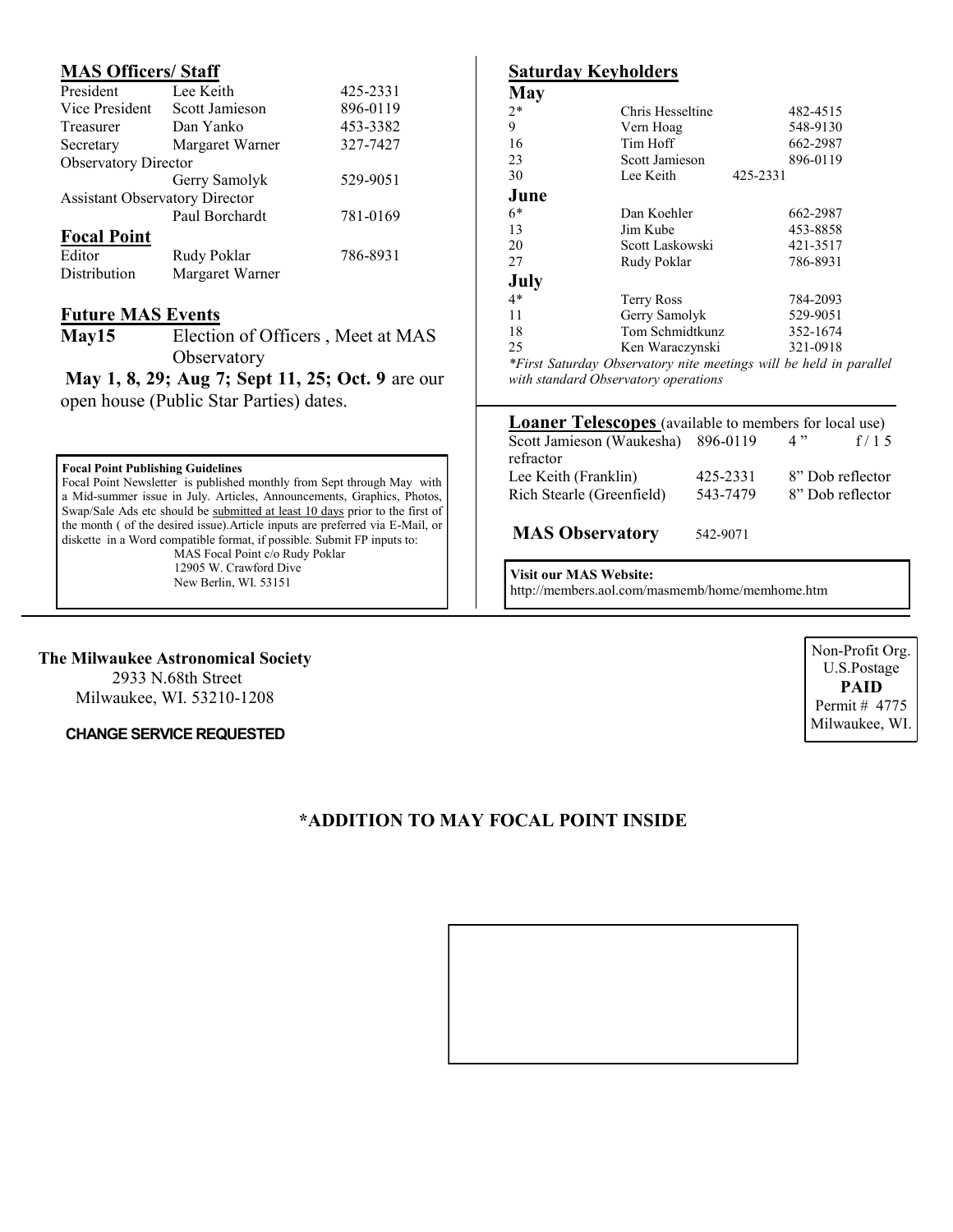## MAS Officers/ Staff

| | | |
|---|---|---|
| President | Lee Keith | 425-2331 |
| Vice President | Scott Jamieson | 896-0119 |
| Treasurer | Dan Yanko | 453-3382 |
| Secretary | Margaret Warner | 327-7427 |
| Observatory Director | Gerry Samolyk | 529-9051 |
| Assistant Observatory Director | Paul Borchardt | 781-0169 |

## Focal Point

| | | |
|---|---|---|
| Editor | Rudy Poklar | 786-8931 |
| Distribution | Margaret Warner | |

## Future MAS Events

**May15** Election of Officers , Meet at MAS Observatory

**May 1, 8, 29; Aug 7; Sept 11, 25; Oct. 9** are our open house (Public Star Parties) dates.

**Focal Point Publishing Guidelines**

Focal Point Newsletter is published monthly from Sept through May with a Mid-summer issue in July. Articles, Announcements, Graphics, Photos, Swap/Sale Ads etc should be submitted at least 10 days prior to the first of the month ( of the desired issue).Article inputs are preferred via E-Mail, or diskette in a Word compatible format, if possible. Submit FP inputs to:

MAS Focal Point c/o Rudy Poklar
12905 W. Crawford Dive
New Berlin, WI. 53151

## Saturday Keyholders

**May**

| | | |
|---|---|---|
| 2* | Chris Hesseltine | 482-4515 |
| 9 | Vern Hoag | 548-9130 |
| 16 | Tim Hoff | 662-2987 |
| 23 | Scott Jamieson | 896-0119 |
| 30 | Lee Keith | 425-2331 |

**June**

| | | |
|---|---|---|
| 6* | Dan Koehler | 662-2987 |
| 13 | Jim Kube | 453-8858 |
| 20 | Scott Laskowski | 421-3517 |
| 27 | Rudy Poklar | 786-8931 |

**July**

| | | |
|---|---|---|
| 4* | Terry Ross | 784-2093 |
| 11 | Gerry Samolyk | 529-9051 |
| 18 | Tom Schmidtkunz | 352-1674 |
| 25 | Ken Waraczynski | 321-0918 |

*\*First Saturday Observatory nite meetings will be held in parallel with standard Observatory operations*

## Loaner Telescopes (available to members for local use)

| | | |
|---|---|---|
| Scott Jamieson (Waukesha) | 896-0119 | 4" f/15 refractor |
| Lee Keith (Franklin) | 425-2331 | 8" Dob reflector |
| Rich Stearle (Greenfield) | 543-7479 | 8" Dob reflector |

**MAS Observatory** 542-9071

**Visit our MAS Website:**
http://members.aol.com/masmemb/home/memhome.htm

**The Milwaukee Astronomical Society**
2933 N.68th Street
Milwaukee, WI. 53210-1208

**CHANGE SERVICE REQUESTED**

Non-Profit Org.
U.S.Postage
**PAID**
Permit # 4775
Milwaukee, WI.

**\*ADDITION TO MAY FOCAL POINT INSIDE**